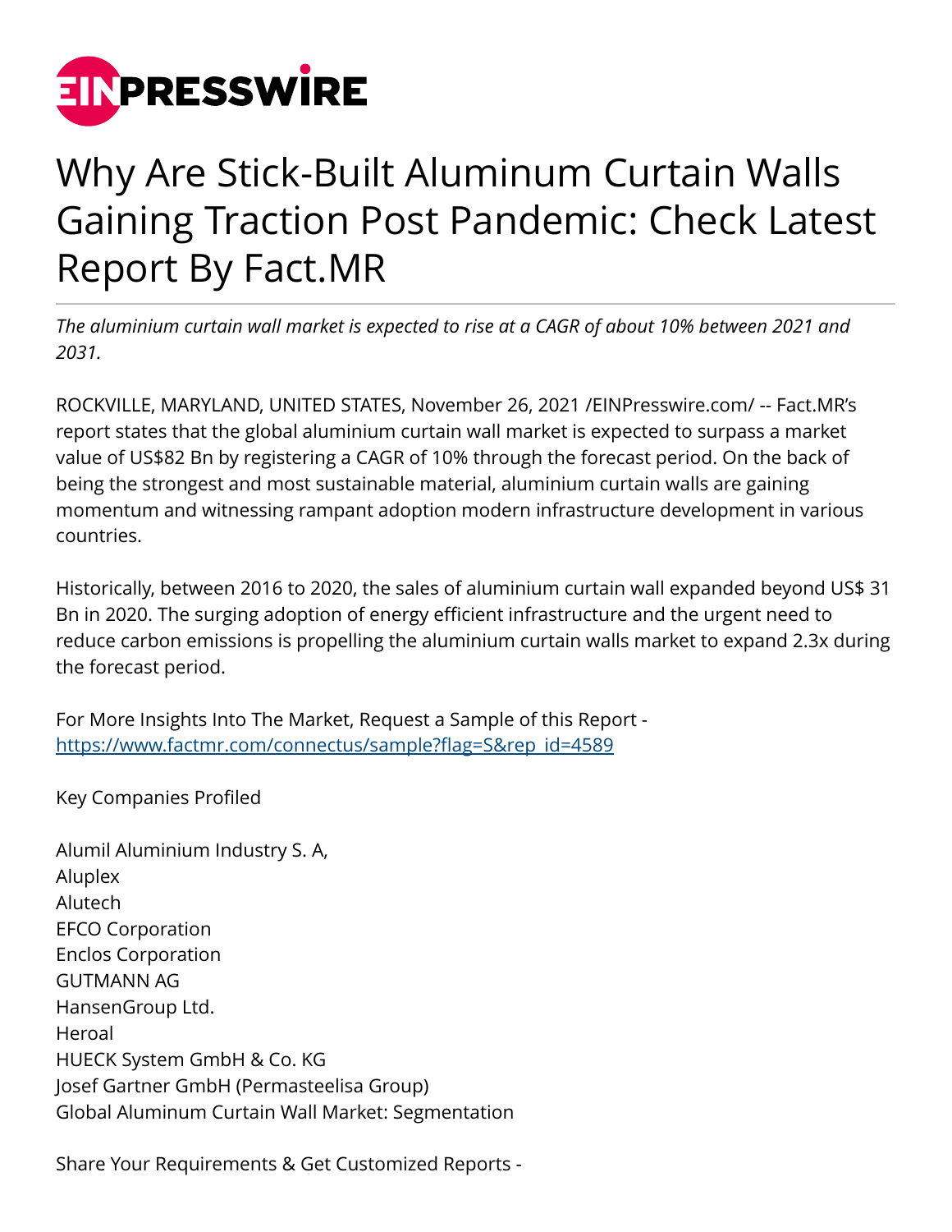# Why Are Stick-Built Aluminum Curtain Walls Gaining Traction Post Pandemic: Check Latest Report By Fact.MR

*The aluminium curtain wall market is expected to rise at a CAGR of about 10% between 2021 and 2031.*

ROCKVILLE, MARYLAND, UNITED STATES, November 26, 2021 /EINPresswire.com/ -- Fact.MR's report states that the global aluminium curtain wall market is expected to surpass a market value of US$82 Bn by registering a CAGR of 10% through the forecast period. On the back of being the strongest and most sustainable material, aluminium curtain walls are gaining momentum and witnessing rampant adoption modern infrastructure development in various countries.

Historically, between 2016 to 2020, the sales of aluminium curtain wall expanded beyond US$ 31 Bn in 2020. The surging adoption of energy efficient infrastructure and the urgent need to reduce carbon emissions is propelling the aluminium curtain walls market to expand 2.3x during the forecast period.

For More Insights Into The Market, Request a Sample of this Report - [https://www.factmr.com/connectus/sample?flag=S&rep_id=4589](https://www.factmr.com/connectus/sample?flag=S&rep_id=4589)

Key Companies Profiled

Alumil Aluminium Industry S. A,
Aluplex
Alutech
EFCO Corporation
Enclos Corporation
GUTMANN AG
HansenGroup Ltd.
Heroal
HUECK System GmbH & Co. KG
Josef Gartner GmbH (Permasteelisa Group)
Global Aluminum Curtain Wall Market: Segmentation

Share Your Requirements & Get Customized Reports -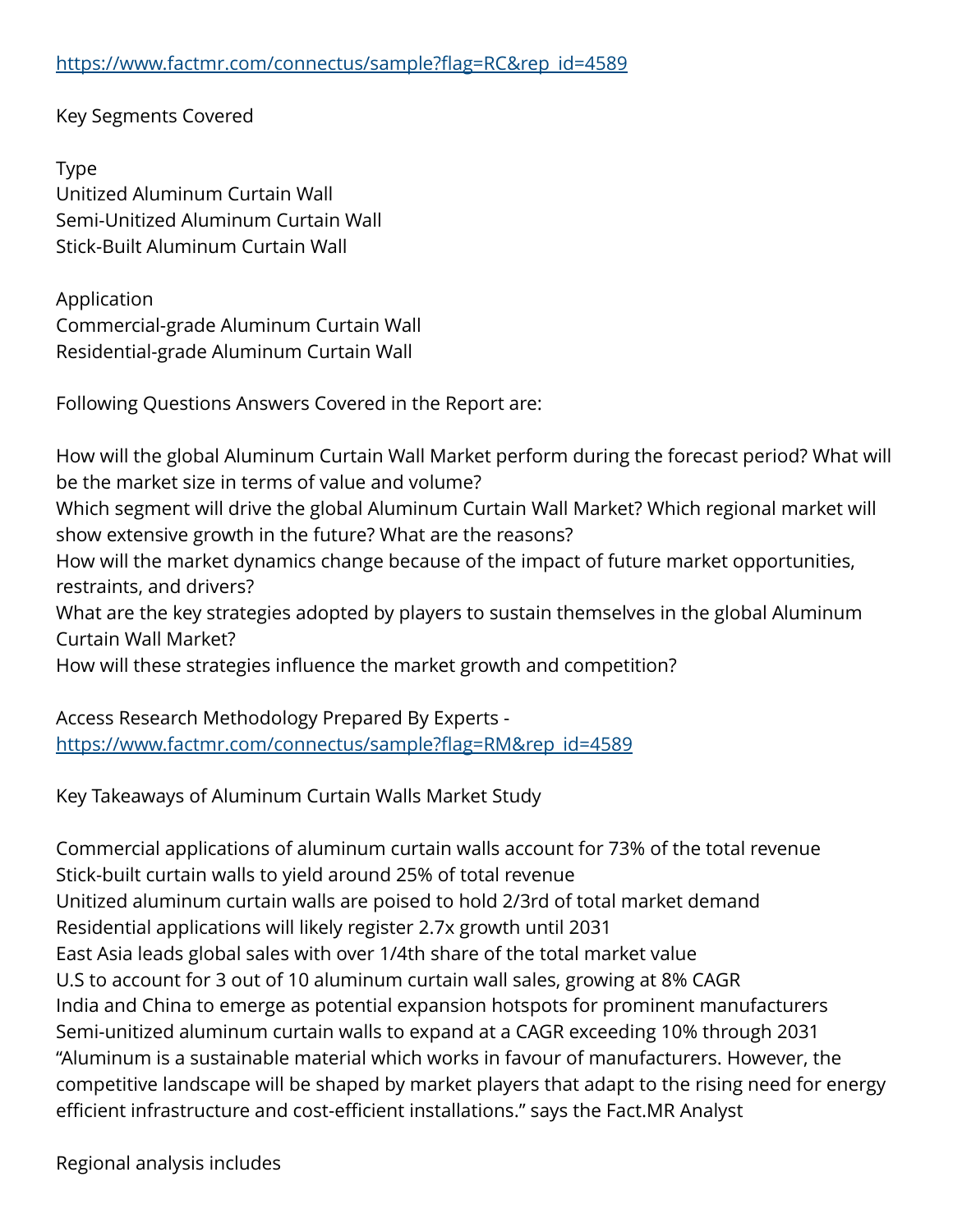https://www.factmr.com/connectus/sample?flag=RC&rep_id=4589

Key Segments Covered

Type
Unitized Aluminum Curtain Wall
Semi-Unitized Aluminum Curtain Wall
Stick-Built Aluminum Curtain Wall

Application
Commercial-grade Aluminum Curtain Wall
Residential-grade Aluminum Curtain Wall

Following Questions Answers Covered in the Report are:

How will the global Aluminum Curtain Wall Market perform during the forecast period? What will be the market size in terms of value and volume?
Which segment will drive the global Aluminum Curtain Wall Market? Which regional market will show extensive growth in the future? What are the reasons?
How will the market dynamics change because of the impact of future market opportunities, restraints, and drivers?
What are the key strategies adopted by players to sustain themselves in the global Aluminum Curtain Wall Market?
How will these strategies influence the market growth and competition?

Access Research Methodology Prepared By Experts - https://www.factmr.com/connectus/sample?flag=RM&rep_id=4589

Key Takeaways of Aluminum Curtain Walls Market Study

Commercial applications of aluminum curtain walls account for 73% of the total revenue
Stick-built curtain walls to yield around 25% of total revenue
Unitized aluminum curtain walls are poised to hold 2/3rd of total market demand
Residential applications will likely register 2.7x growth until 2031
East Asia leads global sales with over 1/4th share of the total market value
U.S to account for 3 out of 10 aluminum curtain wall sales, growing at 8% CAGR
India and China to emerge as potential expansion hotspots for prominent manufacturers
Semi-unitized aluminum curtain walls to expand at a CAGR exceeding 10% through 2031
"Aluminum is a sustainable material which works in favour of manufacturers. However, the competitive landscape will be shaped by market players that adapt to the rising need for energy efficient infrastructure and cost-efficient installations." says the Fact.MR Analyst

Regional analysis includes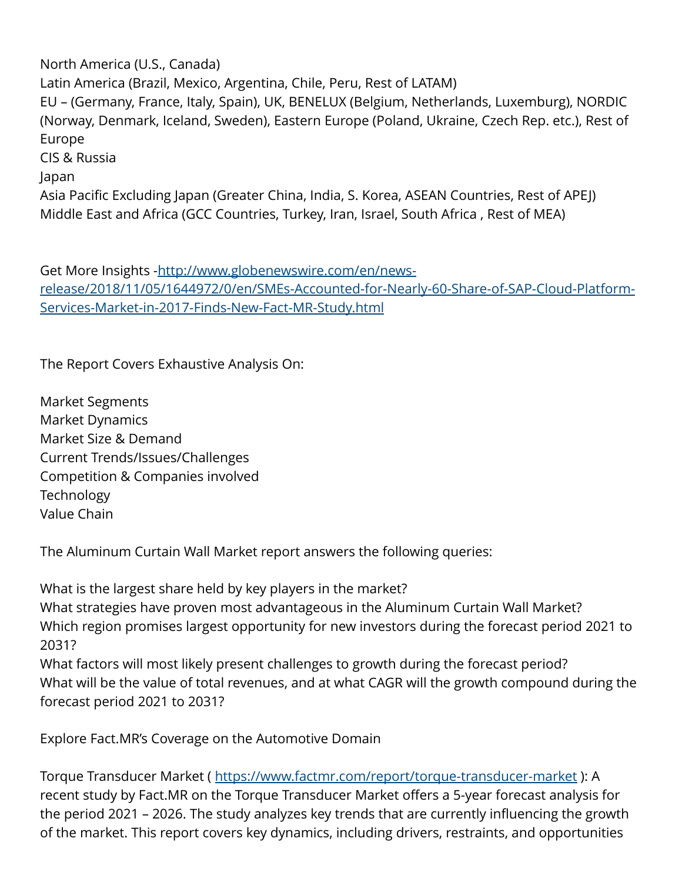North America (U.S., Canada)
Latin America (Brazil, Mexico, Argentina, Chile, Peru, Rest of LATAM)
EU – (Germany, France, Italy, Spain), UK, BENELUX (Belgium, Netherlands, Luxemburg), NORDIC (Norway, Denmark, Iceland, Sweden), Eastern Europe (Poland, Ukraine, Czech Rep. etc.), Rest of Europe
CIS & Russia
Japan
Asia Pacific Excluding Japan (Greater China, India, S. Korea, ASEAN Countries, Rest of APEJ)
Middle East and Africa (GCC Countries, Turkey, Iran, Israel, South Africa , Rest of MEA)

Get More Insights -[http://www.globenewswire.com/en/news-release/2018/11/05/1644972/0/en/SMEs-Accounted-for-Nearly-60-Share-of-SAP-Cloud-Platform-Services-Market-in-2017-Finds-New-Fact-MR-Study.html](http://www.globenewswire.com/en/news-release/2018/11/05/1644972/0/en/SMEs-Accounted-for-Nearly-60-Share-of-SAP-Cloud-Platform-Services-Market-in-2017-Finds-New-Fact-MR-Study.html)

The Report Covers Exhaustive Analysis On:

Market Segments
Market Dynamics
Market Size & Demand
Current Trends/Issues/Challenges
Competition & Companies involved
Technology
Value Chain

The Aluminum Curtain Wall Market report answers the following queries:

What is the largest share held by key players in the market?
What strategies have proven most advantageous in the Aluminum Curtain Wall Market?
Which region promises largest opportunity for new investors during the forecast period 2021 to 2031?
What factors will most likely present challenges to growth during the forecast period?
What will be the value of total revenues, and at what CAGR will the growth compound during the forecast period 2021 to 2031?

Explore Fact.MR's Coverage on the Automotive Domain

Torque Transducer Market ( [https://www.factmr.com/report/torque-transducer-market](https://www.factmr.com/report/torque-transducer-market) ): A recent study by Fact.MR on the Torque Transducer Market offers a 5-year forecast analysis for the period 2021 – 2026. The study analyzes key trends that are currently influencing the growth of the market. This report covers key dynamics, including drivers, restraints, and opportunities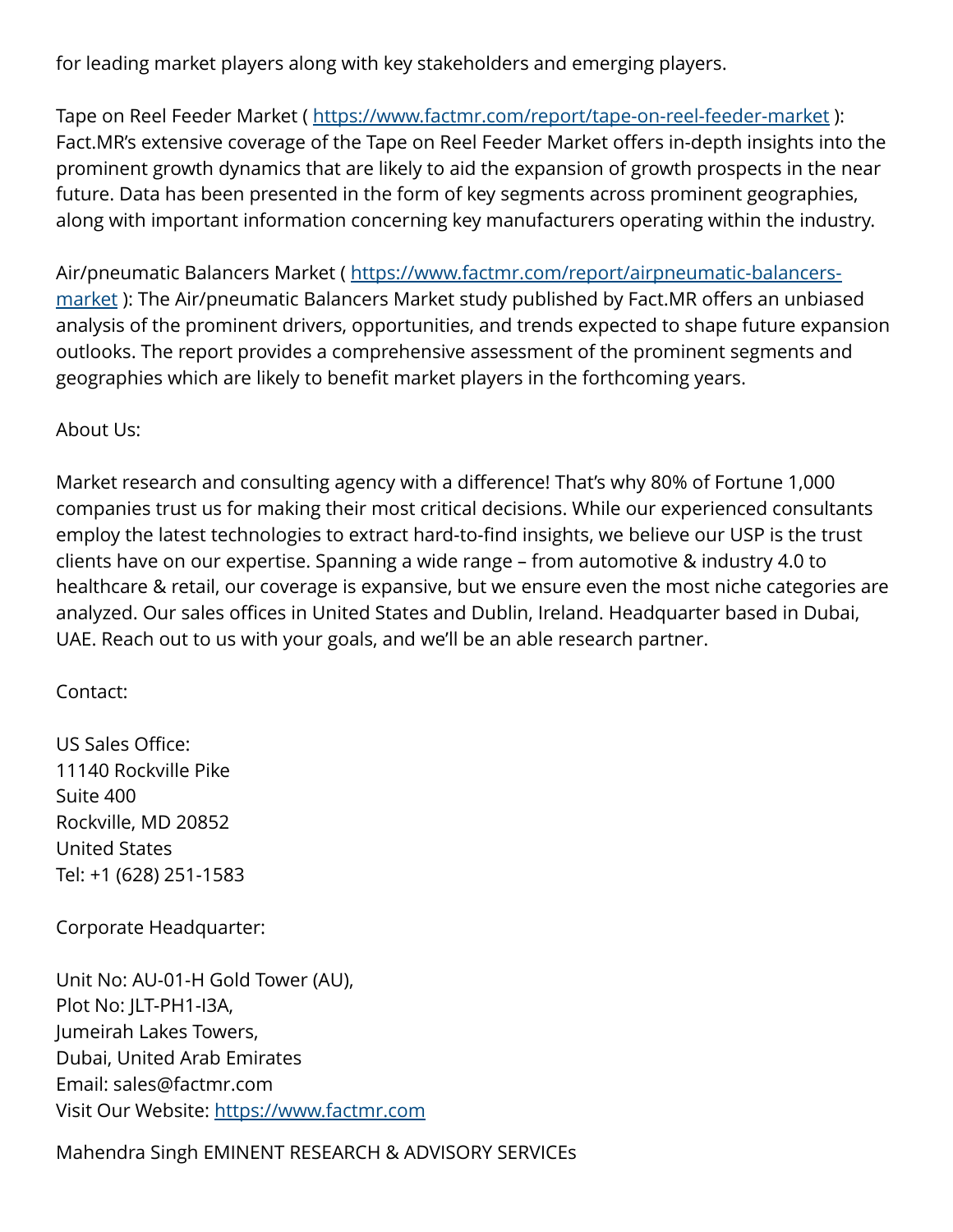for leading market players along with key stakeholders and emerging players.

Tape on Reel Feeder Market ( https://www.factmr.com/report/tape-on-reel-feeder-market ): Fact.MR's extensive coverage of the Tape on Reel Feeder Market offers in-depth insights into the prominent growth dynamics that are likely to aid the expansion of growth prospects in the near future. Data has been presented in the form of key segments across prominent geographies, along with important information concerning key manufacturers operating within the industry.

Air/pneumatic Balancers Market ( https://www.factmr.com/report/airpneumatic-balancers-market ): The Air/pneumatic Balancers Market study published by Fact.MR offers an unbiased analysis of the prominent drivers, opportunities, and trends expected to shape future expansion outlooks. The report provides a comprehensive assessment of the prominent segments and geographies which are likely to benefit market players in the forthcoming years.

About Us:

Market research and consulting agency with a difference! That's why 80% of Fortune 1,000 companies trust us for making their most critical decisions. While our experienced consultants employ the latest technologies to extract hard-to-find insights, we believe our USP is the trust clients have on our expertise. Spanning a wide range – from automotive & industry 4.0 to healthcare & retail, our coverage is expansive, but we ensure even the most niche categories are analyzed. Our sales offices in United States and Dublin, Ireland. Headquarter based in Dubai, UAE. Reach out to us with your goals, and we'll be an able research partner.

Contact:

US Sales Office:
11140 Rockville Pike
Suite 400
Rockville, MD 20852
United States
Tel: +1 (628) 251-1583

Corporate Headquarter:

Unit No: AU-01-H Gold Tower (AU),
Plot No: JLT-PH1-I3A,
Jumeirah Lakes Towers,
Dubai, United Arab Emirates
Email: sales@factmr.com
Visit Our Website: https://www.factmr.com

Mahendra Singh EMINENT RESEARCH & ADVISORY SERVICEs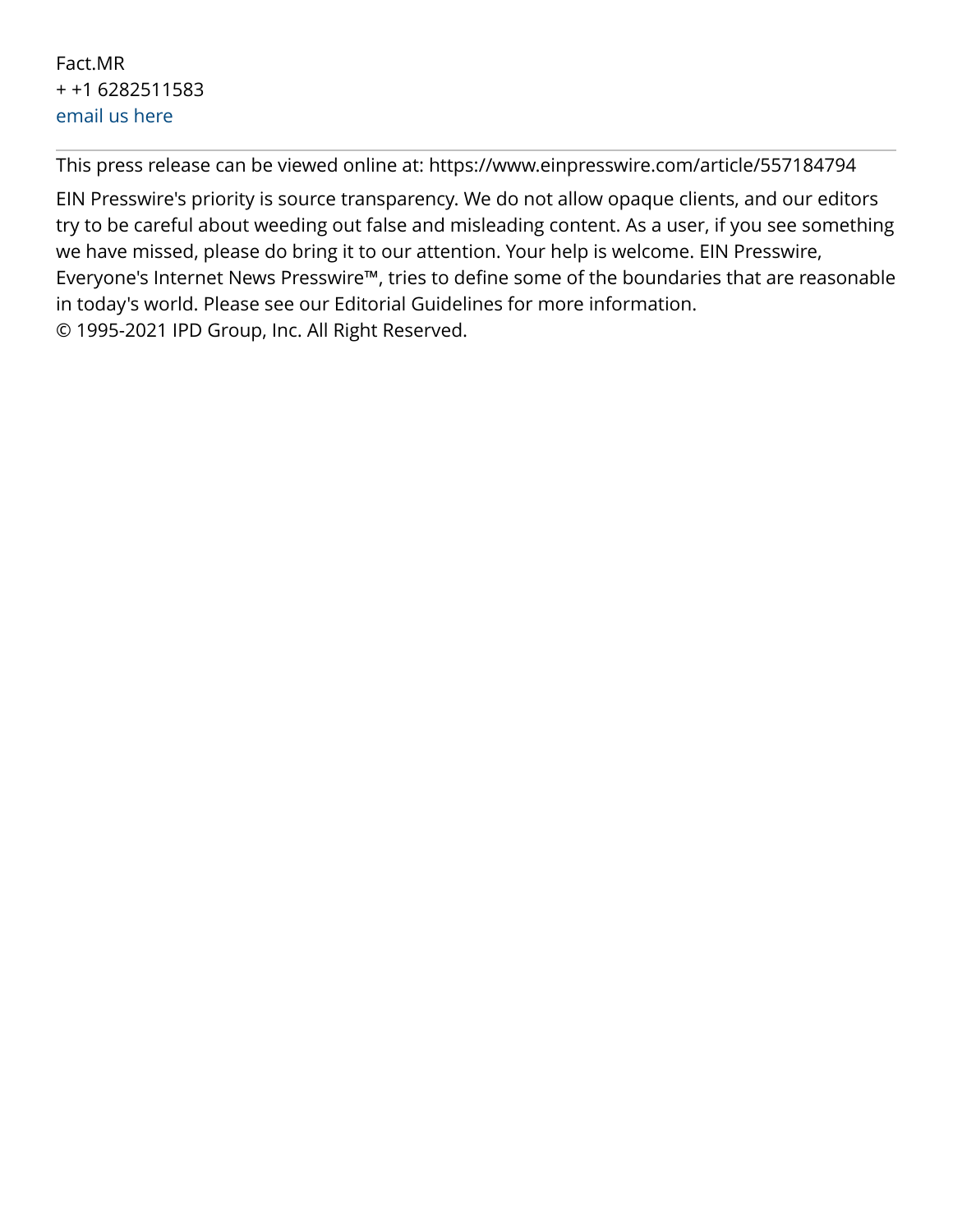Fact.MR
+ +1 6282511583
email us here

---

This press release can be viewed online at: https://www.einpresswire.com/article/557184794

EIN Presswire's priority is source transparency. We do not allow opaque clients, and our editors try to be careful about weeding out false and misleading content. As a user, if you see something we have missed, please do bring it to our attention. Your help is welcome. EIN Presswire, Everyone's Internet News Presswire™, tries to define some of the boundaries that are reasonable in today's world. Please see our Editorial Guidelines for more information.
© 1995-2021 IPD Group, Inc. All Right Reserved.